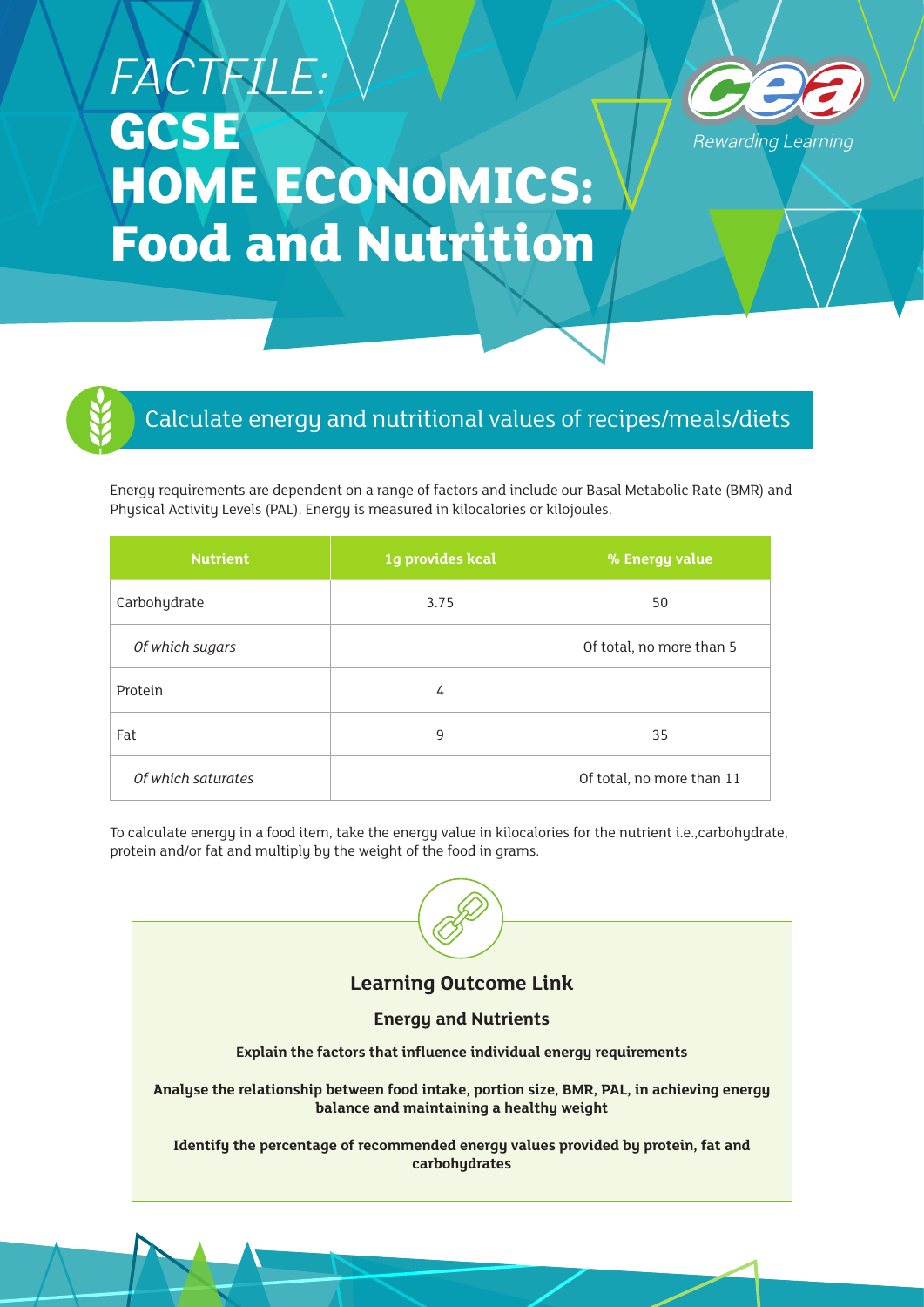# *FACTFILE:* GCSE HOME ECONOMICS: Food and Nutrition

## Calculate energy and nutritional values of recipes/meals/diets

Energy requirements are dependent on a range of factors and include our Basal Metabolic Rate (BMR) and Physical Activity Levels (PAL). Energy is measured in kilocalories or kilojoules.

| Nutrient | 1g provides kcal | % Energy value |
|---|---|---|
| Carbohydrate | 3.75 | 50 |
| *Of which sugars* | | Of total, no more than 5 |
| Protein | 4 | |
| Fat | 9 | 35 |
| *Of which saturates* | | Of total, no more than 11 |

To calculate energy in a food item, take the energy value in kilocalories for the nutrient i.e.,carbohydrate, protein and/or fat and multiply by the weight of the food in grams.

### Learning Outcome Link

**Energy and Nutrients**

**Explain the factors that influence individual energy requirements**

**Analyse the relationship between food intake, portion size, BMR, PAL, in achieving energy balance and maintaining a healthy weight**

**Identify the percentage of recommended energy values provided by protein, fat and carbohydrates**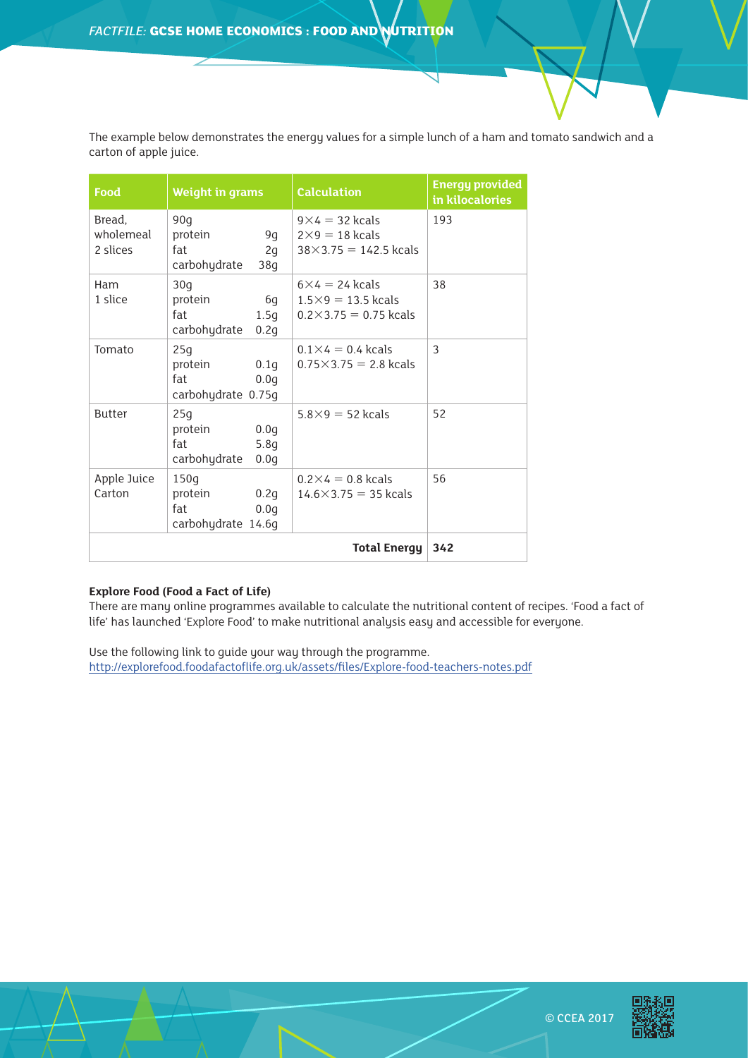The example below demonstrates the energy values for a simple lunch of a ham and tomato sandwich and a carton of apple juice.

| Food | Weight in grams | Calculation | Energy provided in kilocalories |
|---|---|---|---|
| Bread, wholemeal 2 slices | 90g<br>protein 9g<br>fat 2g<br>carbohydrate 38g | $9 \times 4 = 32$ kcals<br>$2 \times 9 = 18$ kcals<br>$38 \times 3.75 = 142.5$ kcals | 193 |
| Ham 1 slice | 30g<br>protein 6g<br>fat 1.5g<br>carbohydrate 0.2g | $6 \times 4 = 24$ kcals<br>$1.5 \times 9 = 13.5$ kcals<br>$0.2 \times 3.75 = 0.75$ kcals | 38 |
| Tomato | 25g<br>protein 0.1g<br>fat 0.0g<br>carbohydrate 0.75g | $0.1 \times 4 = 0.4$ kcals<br>$0.75 \times 3.75 = 2.8$ kcals | 3 |
| Butter | 25g<br>protein 0.0g<br>fat 5.8g<br>carbohydrate 0.0g | $5.8 \times 9 = 52$ kcals | 52 |
| Apple Juice Carton | 150g<br>protein 0.2g<br>fat 0.0g<br>carbohydrate 14.6g | $0.2 \times 4 = 0.8$ kcals<br>$14.6 \times 3.75 = 35$ kcals | 56 |
| | | **Total Energy** | **342** |

**Explore Food (Food a Fact of Life)**

There are many online programmes available to calculate the nutritional content of recipes. 'Food a fact of life' has launched 'Explore Food' to make nutritional analysis easy and accessible for everyone.

Use the following link to guide your way through the programme.
http://explorefood.foodafactoflife.org.uk/assets/files/Explore-food-teachers-notes.pdf